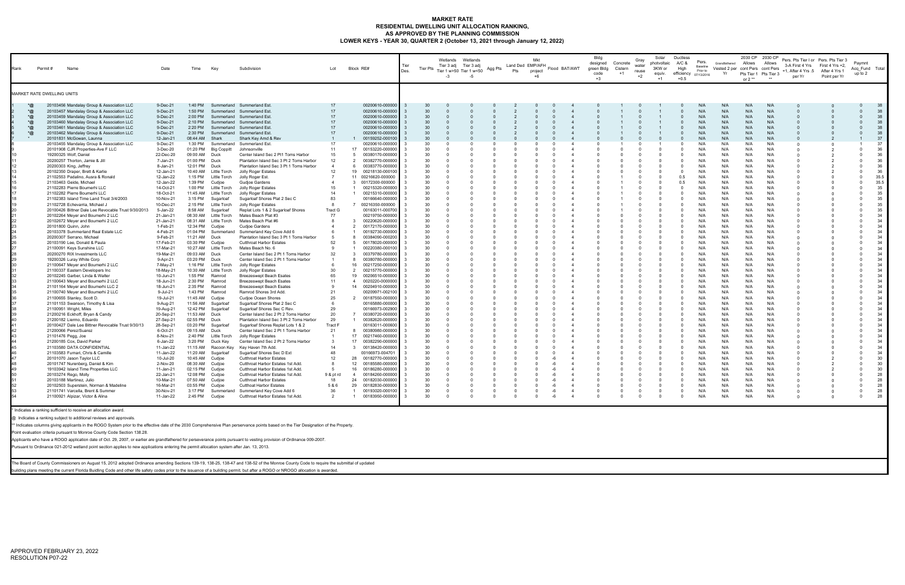# MARKET RATE
## RESIDENTIAL DWELLING UNIT ALLOCATION RANKING,
## AS APPROVED BY THE PLANNING COMMISSION
### LOWER KEYS - YEAR 30, QUARTER 2 (October 13, 2021 through January 12, 2022)

| Rank | | Permit # | Name | Date | Time | Key | Subdivision | Lot | Block | RE# | Tier Des. | Tier Pts | Wetlands Tier 3 adj Tier 1 w>50 -3 | Wetlands Tier 3 adj Tier 1 w<50 -5 | Agg Pts | Land Ded Pts | Mkt EMP/AFH project +6 | Flood | BAT/AWT | Bldg designed green Bldg code +3 | Concrete Cistern +1 | Gray water reuse +2 | Solar photvoltaic 3KW or equiv. +1 | Ductless A/C & High efficiency +0.5 | Pers. Baseline Prior to 07/13/2016 | Grandfathered Vested 2 per Yr | 2030 CP Allows cont Pers Pts Tier 1 or 2 ** | 2030 CP Allows cont Pers Pts Tier 3 ** | Pers. Pts Tier I or 3-A First 4 Yrs +1, After 4 Yrs .5 per Yr | Pers. Pts Tier 3 First 4 Yrs +2, After 4 Yrs 1 Point per Yr | Paymnt Acq_Fund up to 2 | Total |
|---|---|---|---|---|---|---|---|---|---|---|---|---|---|---|---|---|---|---|---|---|---|---|---|---|---|---|---|---|---|---|---|---|
| MARKET RATE DWELLING UNITS | | | | | | | | | | | | | | | | | | | | | | | | | | | | | | | | |
| 1 | *@ | 20103456 | Mandalay Group & Association LLC | 9-Dec-21 | 1:40 PM | Summerland | Summerland Est. | 17 | | 00200610-000000 | 3 | 30 | 0 | 0 | 0 | 2 | 0 | 0 | 4 | 0 | 1 | 0 | 1 | 0 | N/A | N/A | N/A | N/A | 0 | 0 | 0 | 38 |
| 2 | *@ | 20103457 | Mandalay Group & Association LLC | 9-Dec-21 | 1:50 PM | Summerland | Summerland Est. | 17 | | 00200610-000000 | 3 | 30 | 0 | 0 | 0 | 2 | 0 | 0 | 4 | 0 | 1 | 0 | 1 | 0 | N/A | N/A | N/A | N/A | 0 | 0 | 0 | 38 |
| 3 | *@ | 20103459 | Mandalay Group & Association LLC | 9-Dec-21 | 2:00 PM | Summerland | Summerland Est. | 17 | | 00200610-000000 | 3 | 30 | 0 | 0 | 0 | 2 | 0 | 0 | 4 | 0 | 1 | 0 | 1 | 0 | N/A | N/A | N/A | N/A | 0 | 0 | 0 | 38 |
| 4 | *@ | 20103460 | Mandalay Group & Association LLC | 9-Dec-21 | 2:10 PM | Summerland | Summerland Est. | 17 | | 00200610-000000 | 3 | 30 | 0 | 0 | 0 | 2 | 0 | 0 | 4 | 0 | 1 | 0 | 1 | 0 | N/A | N/A | N/A | N/A | 0 | 0 | 0 | 38 |
| 5 | *@ | 20103461 | Mandalay Group & Association LLC | 9-Dec-21 | 2:20 PM | Summerland | Summerland Est. | 17 | | 00200610-000000 | 3 | 30 | 0 | 0 | 0 | 2 | 0 | 0 | 4 | 0 | 1 | 0 | 1 | 0 | N/A | N/A | N/A | N/A | 0 | 0 | 0 | 38 |
| 6 | *@ | 20103462 | Mandalay Group & Association LLC | 9-Dec-21 | 2:30 PM | Summerland | Summerland Est. | 17 | | 00200610-000000 | 3 | 30 | 0 | 0 | 0 | 2 | 0 | 0 | 4 | 0 | 1 | 0 | 1 | 0 | N/A | N/A | N/A | N/A | 0 | 0 | 0 | 38 |
| 7 | * | 20101831 | McGowan, Launna | 12-Jan-21 | 08:44 AM | Shark | Shark Key Amd & Rev | 1 | 1 | 00159252-000100 | 3 | 30 | 0 | 0 | 0 | 0 | 0 | 0 | 4 | 0 | 0 | 0 | 0 | 0 | N/A | N/A | N/A | N/A | 0 | 2 | 1 | 37 |
| 8 | | 20103455 | Mandalay Group & Association LLC | 9-Dec-21 | 1:30 PM | Summerland | Summerland Est. | 17 | | 00200610-000000 | 3 | 30 | 0 | 0 | 0 | 0 | 0 | 0 | 4 | 0 | 1 | 0 | 1 | 0 | N/A | N/A | N/A | N/A | 0 | 0 | 1 | 37 |
| 9 | | 20101908 | CJR Properties-Ave F LLC | 3-Dec-20 | 01:20 PM | Big Coppitt | Johnsonville | 11 | 17 | 00153220-000000 | 3 | 30 | 0 | 0 | 0 | 0 | 0 | 0 | 4 | 0 | 0 | 0 | 0 | 0 | N/A | N/A | N/A | N/A | 0 | 2 | 0 | 36 |
| 10 | | 19200325 | Wolf, Daniel | 22-Dec-20 | 09:00 AM | Duck | Center Island Sec 2 Pt1 Toms Harbor | 15 | 5 | 00380170-000000 | 3 | 30 | 0 | 0 | 0 | 0 | 0 | 0 | 4 | 0 | 0 | 0 | 0 | 0 | N/A | N/A | N/A | N/A | 0 | 2 | 0 | 36 |
| 11 | | 20200257 | Thorton, Jamie & Jill | 7-Jan-21 | 01:00 PM | Duck | Plantation Island Sec 3 Pt 2 Toms Harbor | 12 | 2 | 00382770-000000 | 3 | 30 | 0 | 0 | 0 | 0 | 0 | 0 | 4 | 0 | 0 | 0 | 0 | 0 | N/A | N/A | N/A | N/A | 0 | 2 | 0 | 36 |
| 12 | | 20200303 | King, Jeffrey | 8-Jan-21 | 12:01 PM | Duck | Plantation Island Sec 3 Pt 1 Toms Harbor | 4 | 6 | 00383770-000000 | 3 | 30 | 0 | 0 | 0 | 0 | 0 | 0 | 4 | 0 | 0 | 0 | 0 | 0 | N/A | N/A | N/A | N/A | 0 | 2 | 0 | 36 |
| 13 | | 20102350 | Draper, Brett & Karlie | 12-Jan-21 | 10:40 AM | Little Torch | Jolly Roger Estates | 12 | 19 | 00218130-000100 | 3 | 30 | 0 | 0 | 0 | 0 | 0 | 0 | 4 | 0 | 0 | 0 | 0 | 0 | N/A | N/A | N/A | N/A | 0 | 2 | 0 | 36 |
| 14 | | 21102553 | Padalino, Ausra & Ronald | 12-Jan-22 | 1:15 PM | Little Torch | Jolly Roger Est. | 7 | 11 | 00216620-000000 | 3 | 30 | 0 | 0 | 0 | 0 | 0 | 0 | 4 | 0 | 1 | 0 | 0 | 0.5 | N/A | N/A | N/A | N/A | 0 | 0 | 0 | 35.5 |
| 15 | | 21103463 | Geide, Michael | 12-Jan-22 | 1:39 PM | Cudjoe | Gudjoe Gardens | 4 | 3 | 00172300-000000 | 3 | 30 | 0 | 0 | 0 | 0 | 0 | 0 | 4 | 0 | 1 | 0 | 0 | 0.5 | N/A | N/A | N/A | N/A | 0 | 0 | 0 | 35.5 |
| 16 | | 21102283 | Pierre Boumerhi LLC | 14-Oct-21 | 1:00 PM | Little Torch | Jolly Roger Estates | 15 | 1 | 00215320-000000 | 3 | 30 | 0 | 0 | 0 | 0 | 0 | 0 | 4 | 0 | 1 | 0 | 0 | 0 | N/A | N/A | N/A | N/A | 0 | 0 | 0 | 35 |
| 17 | | 21102282 | Pierre Boumerhi LLC | 18-Oct-21 | 11:45 AM | Little Torch | Jolly Roger Estates | 14 | 1 | 00215310-000000 | 3 | 30 | 0 | 0 | 0 | 0 | 0 | 0 | 4 | 0 | 1 | 0 | 0 | 0 | N/A | N/A | N/A | N/A | 0 | 0 | 0 | 35 |
| 18 | | 21102383 | Island Time Land Trust 3/4/2003 | 10-Nov-21 | 3:15 PM | Sugarloaf | Sugarloaf Shores Plat 2 Sec C | 83 | | 00166640-000000 | 3 | 30 | 0 | 0 | 0 | 0 | 0 | 0 | 4 | 0 | 1 | 0 | 0 | 0 | N/A | N/A | N/A | N/A | 0 | 0 | 0 | 35 |
| 19 | | 21102728 | Echevarria, Michael J | 10-Dec-21 | 2:15 PM | Little Torch | Jolly Roger Estates | 8 | 7 | 00216350-000000 | 3 | 30 | 0 | 0 | 0 | 0 | 0 | 0 | 4 | 0 | 1 | 0 | 0 | 0 | N/A | N/A | N/A | N/A | 0 | 0 | 0 | 35 |
| 20 | | 20100426 | Bittner Dale Lee Revocable Trust 9/30/2013 | 5-Jan-22 | 8:58 AM | Sugarloaf | Replat Lots 1 & 2 Sugarloaf Shores | Tract G | | 00163011-000700 | 3 | 30 | 0 | 0 | 0 | 0 | 0 | 0 | 4 | 0 | 1 | 0 | 0 | 0 | N/A | N/A | N/A | N/A | 0 | 0 | 0 | 35 |
| 21 | | 20102264 | Meyer and Boumerhi 2 LLC | 21-Jan-21 | 08:30 AM | Little Torch | Mates Beach Plat #3 | 77 | | 00219750-000000 | 3 | 30 | 0 | 0 | 0 | 0 | 0 | 0 | 4 | 0 | 0 | 0 | 0 | 0 | N/A | N/A | N/A | N/A | 0 | 0 | 0 | 34 |
| 22 | | 20102672 | Meyer and Boumerhi 2 LLC | 21-Jan-21 | 08:31 AM | Little Torch | Mates Beach Plat #6 | 8 | 3 | 00220620-000000 | 3 | 30 | 0 | 0 | 0 | 0 | 0 | 0 | 4 | 0 | 0 | 0 | 0 | 0 | N/A | N/A | N/A | N/A | 0 | 0 | 0 | 34 |
| 23 | | 20101800 | Quinn, John | 1-Feb-21 | 12:34 PM | Cudjoe | Cudjoe Gardens | 4 | 2 | 00172170-000000 | 3 | 30 | 0 | 0 | 0 | 0 | 0 | 0 | 4 | 0 | 0 | 0 | 0 | 0 | N/A | N/A | N/A | N/A | 0 | 0 | 0 | 34 |
| 24 | | 20103378 | Summerland Real Estate LLC | 4-Feb-21 | 01:04 PM | Summerland | Summerland Key Cove Add 6 | 6 | 1 | 00192730-000000 | 3 | 30 | 0 | 0 | 0 | 0 | 0 | 0 | 4 | 0 | 0 | 0 | 0 | 0 | N/A | N/A | N/A | N/A | 0 | 0 | 0 | 34 |
| 25 | | 20200307 | Serrano, Michael | 9-Feb-21 | 11:21 AM | Duck | Plantation Island Sec 3 Pt 1 Toms Harbor | 5 | 8 | 00384090-000200 | 3 | 30 | 0 | 0 | 0 | 0 | 0 | 0 | 4 | 0 | 0 | 0 | 0 | 0 | N/A | N/A | N/A | N/A | 0 | 0 | 0 | 34 |
| 26 | | 20103190 | Lee, Donald & Paula | 17-Feb-21 | 03:30 PM | Cudjoe | Cutthroat Harbor Estates | 52 | 5 | 00178020-000000 | 3 | 30 | 0 | 0 | 0 | 0 | 0 | 0 | 4 | 0 | 0 | 0 | 0 | 0 | N/A | N/A | N/A | N/A | 0 | 0 | 0 | 34 |
| 27 | | 21100091 | Keys Sunshine LLC | 17-Mar-21 | 10:27 AM | Little Torch | Mates Beach No. 6 | 9 | 1 | 00220380-000100 | 3 | 30 | 0 | 0 | 0 | 0 | 0 | 0 | 4 | 0 | 0 | 0 | 0 | 0 | N/A | N/A | N/A | N/A | 0 | 0 | 0 | 34 |
| 28 | | 20200270 | RIX Investments LLC | 19-Mar-21 | 09:03 AM | Duck | Center Island Sec 2 Pt 1 Toms Harbor | 32 | 3 | 00379780-000000 | 3 | 30 | 0 | 0 | 0 | 0 | 0 | 0 | 4 | 0 | 0 | 0 | 0 | 0 | N/A | N/A | N/A | N/A | 0 | 0 | 0 | 34 |
| 29 | | 19200326 | Luray White Corp | 9-Apr-21 | 03:20 PM | Duck | Center Island Sec 2 Pt 1 Toms Harbor | 1 | 8 | 00380780-000000 | 3 | 30 | 0 | 0 | 0 | 0 | 0 | 0 | 4 | 0 | 0 | 0 | 0 | 0 | N/A | N/A | N/A | N/A | 0 | 0 | 0 | 34 |
| 30 | | 21100647 | Meyer and Boumerhi 2 LLC | 7-May-21 | 1:16 PM | Little Torch | Jolly Roger Estates | 6 | 16 | 00217250-000000 | 3 | 30 | 0 | 0 | 0 | 0 | 0 | 0 | 4 | 0 | 0 | 0 | 0 | 0 | N/A | N/A | N/A | N/A | 0 | 0 | 0 | 34 |
| 31 | | 21100337 | Eastern Developers Inc | 18-May-21 | 10:30 AM | Little Torch | Jolly Roger Estates | 30 | 2 | 00215770-000000 | 3 | 30 | 0 | 0 | 0 | 0 | 0 | 0 | 4 | 0 | 0 | 0 | 0 | 0 | N/A | N/A | N/A | N/A | 0 | 0 | 0 | 34 |
| 32 | | 20102245 | Garber, Linda & Walter | 10-Jun-21 | 1:55 PM | Ramrod | Breezeswept Beach Esates | 65 | 19 | 00206510-000000 | 3 | 30 | 0 | 0 | 0 | 0 | 0 | 0 | 4 | 0 | 0 | 0 | 0 | 0 | N/A | N/A | N/A | N/A | 0 | 0 | 0 | 34 |
| 33 | | 21100643 | Meyer and Boumerhi 2 LLC | 18-Jun-21 | 2:30 PM | Ramrod | Breezeswept Beach Esates | 11 | 4 | 00202220-000000 | 3 | 30 | 0 | 0 | 0 | 0 | 0 | 0 | 4 | 0 | 0 | 0 | 0 | 0 | N/A | N/A | N/A | N/A | 0 | 0 | 0 | 34 |
| 34 | | 21101164 | Meyer and Boumerhi LLC 2 | 18-Jun-21 | 2:35 PM | Ramrod | Breezeswept Beach Esates | 9 | 14 | 00204910-000000 | 3 | 30 | 0 | 0 | 0 | 0 | 0 | 0 | 4 | 0 | 0 | 0 | 0 | 0 | N/A | N/A | N/A | N/A | 0 | 0 | 0 | 34 |
| 35 | | 21100740 | Meyer and Boumerhi 2 LLC | 9-Jul-21 | 1:43 PM | Ramrod | Ramrod Shores 3rd Add. | 21 | | 00209971-002100 | 3 | 30 | 0 | 0 | 0 | 0 | 0 | 0 | 4 | 0 | 0 | 0 | 0 | 0 | N/A | N/A | N/A | N/A | 0 | 0 | 0 | 34 |
| 36 | | 21100655 | Stanley, Scott D. | 19-Jul-21 | 11:45 AM | Cudjoe | Cudjoe Ocean Shores | 25 | 2 | 00187550-000000 | 3 | 30 | 0 | 0 | 0 | 0 | 0 | 0 | 4 | 0 | 0 | 0 | 0 | 0 | N/A | N/A | N/A | N/A | 0 | 0 | 0 | 34 |
| 37 | | 21101153 | Swanson, Timothy & Lisa | 9-Aug-21 | 11:56 AM | Sugarloaf | Sugarloaf Shores Plat 2 Sec C | 6 | | 00165880-000000 | 3 | 30 | 0 | 0 | 0 | 0 | 0 | 0 | 4 | 0 | 0 | 0 | 0 | 0 | N/A | N/A | N/A | N/A | 0 | 0 | 0 | 34 |
| 38 | | 21100951 | Wright, Miles | 19-Aug-21 | 12:42 PM | Sugarloaf | Sugarloaf Shores Sec C Rev. | 29 | | 00166973-002900 | 3 | 30 | 0 | 0 | 0 | 0 | 0 | 0 | 4 | 0 | 0 | 0 | 0 | 0 | N/A | N/A | N/A | N/A | 0 | 0 | 0 | 34 |
| 39 | | 21200216 | Eckhoff, Bryan & Candy | 20-Sep-21 | 11:53 AM | Duck | Center Island Sec 2 Pt 2 Toms Harbor | 20 | 7 | 00380720-000000 | 3 | 30 | 0 | 0 | 0 | 0 | 0 | 0 | 4 | 0 | 0 | 0 | 0 | 0 | N/A | N/A | N/A | N/A | 0 | 0 | 0 | 34 |
| 40 | | 21200182 | Liermo, Eduardo | 27-Sep-21 | 02:55 PM | Duck | Plantation Island Sec 3 Pt 2 Toms Harbor | 29 | 1 | 00382620-000000 | 3 | 30 | 0 | 0 | 0 | 0 | 0 | 0 | 4 | 0 | 0 | 0 | 0 | 0 | N/A | N/A | N/A | N/A | 0 | 0 | 0 | 34 |
| 41 | | 20100427 | Dale Lee Bittner Revocable Trust 9/30/13 | 28-Sep-21 | 03:20 PM | Sugarloaf | Sugarloaf Shores Replat Lots 1 & 2 | Tract F | | 00163011-000600 | 3 | 30 | 0 | 0 | 0 | 0 | 0 | 0 | 4 | 0 | 0 | 0 | 0 | 0 | N/A | N/A | N/A | N/A | 0 | 0 | 0 | 34 |
| 42 | | 21200066 | Perez/Suarez | 6-Oct-21 | 09:15 AM | Duck | Center Island Sec 2 Pt 1 Toms Harbor | 21 | 8 | 00380980-000000 | 3 | 30 | 0 | 0 | 0 | 0 | 0 | 0 | 4 | 0 | 0 | 0 | 0 | 0 | N/A | N/A | N/A | N/A | 0 | 0 | 0 | 34 |
| 43 | | 21101476 | Pegg, Joe | 8-Nov-21 | 2:40 PM | Little Torch | Jolly Roger Estates | 1 | 17 | 00217460-000000 | 3 | 30 | 0 | 0 | 0 | 0 | 0 | 0 | 4 | 0 | 0 | 0 | 0 | 0 | N/A | N/A | N/A | N/A | 0 | 0 | 0 | 34 |
| 44 | | 21200185 | Cox, David Parker | 6-Jan-22 | 3:20 PM | Duck Key | Center Island Sec 2 Pt 2 Toms Harbor | 3 | 17 | 00382290-000000 | 3 | 30 | 0 | 0 | 0 | 0 | 0 | 0 | 4 | 0 | 0 | 0 | 0 | 0 | N/A | N/A | N/A | N/A | 0 | 0 | 0 | 34 |
| 45 | | 21103580 | DATA CONFIDENTIAL | 11-Jan-22 | 11:15 AM | Racoon Key | Key Haven 7th Add. | 14 | 3 | 00138420-000000 | 3 | 30 | 0 | 0 | 0 | 0 | 0 | 0 | 4 | 0 | 0 | 0 | 0 | 0 | N/A | N/A | N/A | N/A | 0 | 0 | 0 | 34 |
| 46 | | 21103583 | Fumari, Chris & Camille | 11-Jan-22 | 11:20 AM | Sugarloaf | Sugarloaf Shores Sec D Ext | 48 | | 00166973-004701 | 3 | 30 | 0 | 0 | 0 | 0 | 0 | 0 | 4 | 0 | 0 | 0 | 0 | 0 | N/A | N/A | N/A | N/A | 0 | 0 | 0 | 34 |
| 47 | | 20101070 | Jason Taylor LLC | 10-Jul-20 | 10:45 AM | Cudjoe | Cutthroat Harbor Estates | 12 | 28 | 00182770-000000 | 3 | 30 | 0 | 0 | 0 | 0 | 0 | -6 | 4 | 0 | 0 | 0 | 0 | 0 | N/A | N/A | N/A | N/A | 0 | 2 | 0 | 30 |
| 48 | | 20101747 | Nurenberg, Daniel & Kim | 2-Nov-20 | 08:30 AM | Cudjoe | Cutthroat Harbor Estates 1st Add. | 8 | 12 | 00185580-000000 | 3 | 30 | 0 | 0 | 0 | 0 | 0 | -6 | 4 | 0 | 0 | 0 | 0 | 0 | N/A | N/A | N/A | N/A | 0 | 2 | 0 | 30 |
| 49 | | 19103942 | Island Time Properties LLC | 11-Jan-21 | 02:15 PM | Cudjoe | Cutthroat Harbor Estates 1st Add. | 5 | 16 | 00186280-000000 | 3 | 30 | 0 | 0 | 0 | 0 | 0 | -6 | 4 | 0 | 0 | 0 | 0 | 0 | N/A | N/A | N/A | N/A | 0 | 2 | 0 | 30 |
| 50 | | 20103274 | Rego, Molly | 22-Jan-21 | 12:08 PM | Cudjoe | Cutthroat Harbor Estates 1st Add. | 9 & pt rd | 4 | 00184260-000000 | 3 | 30 | 0 | 0 | 0 | 0 | 0 | -6 | 4 | 0 | 0 | 0 | 0 | 0 | N/A | N/A | N/A | N/A | 0 | 0 | 0 | 28 |
| 51 | | 20103188 | Martinez, Julio | 10-Mar-21 | 07:50 AM | Cudjoe | Cutthroat Harbor Estates | 18 | 24 | 00182030-000000 | 3 | 30 | 0 | 0 | 0 | 0 | 0 | -6 | 4 | 0 | 0 | 0 | 0 | 0 | N/A | N/A | N/A | N/A | 0 | 0 | 0 | 28 |
| 52 | | 20102503 | Superstein, Norman & Madeline | 16-Mar-21 | 03:55 PM | Cudjoe | Cutthoat Harbor Estates | 5 & 6 | 29 | 00182830-000000 | 3 | 30 | 0 | 0 | 0 | 0 | 0 | -6 | 4 | 0 | 0 | 0 | 0 | 0 | N/A | N/A | N/A | N/A | 0 | 0 | 0 | 28 |
| 53 | | 21101741 | Varcella, Brent & Summer | 30-Nov-21 | 3:17 PM | Summerland | Summerland Key Cove Add 6 | 36 | 1 | 00193020-000100 | 3 | 30 | 0 | 0 | 0 | 0 | 0 | -6 | 4 | 0 | 0 | 0 | 0 | 0 | N/A | N/A | N/A | N/A | 0 | 0 | 0 | 28 |
| 54 | | 21100921 | Alpizar, Victor & Alina | 11-Jan-22 | 2:45 PM | Cudjoe | Cutthroat Harbor Estates 1st Add. | 2 | 1 | 00183950-000000 | 3 | 30 | 0 | 0 | 0 | 0 | 0 | -6 | 4 | 0 | 0 | 0 | 0 | 0 | N/A | N/A | N/A | N/A | 0 | 0 | 0 | 28 |

* Indicates a ranking sufficient to receive an allocation award.

@ Indicates a ranking subject to additional reviews and approvals.

** Indicates columns giving applicants in the ROGO System prior to the effective date of the 2030 Comprehensive Plan perservance points based on the Tier Designation of the Property.

Point evaluation criteria pursuant to Monroe County Code Section 138.28.

Applicants who have a ROGO application date of Oct. 29, 2007, or earlier are grandfathered for perseverance points pursuant to vesting provision of Ordinance 009-2007.

Pursuant to Ordinance 021-2012 wetland point section applies to new applications entering the permit allocation system after Jan. 13, 2013.

The Board of County Commissioners on August 15, 2012 adopted Ordinance amending Sections 139-19, 138-25, 138-47 and 138-52 of the Monroe County Code to require the submittal of updated building plans meeting the current Florida Buidling Code and other life safety codes prior to the issuance of a building permit, but after a ROGO or NROGO allocation is awarded.

APPROVED FEBRUARY 23, 2022
RESOLUTION P07-22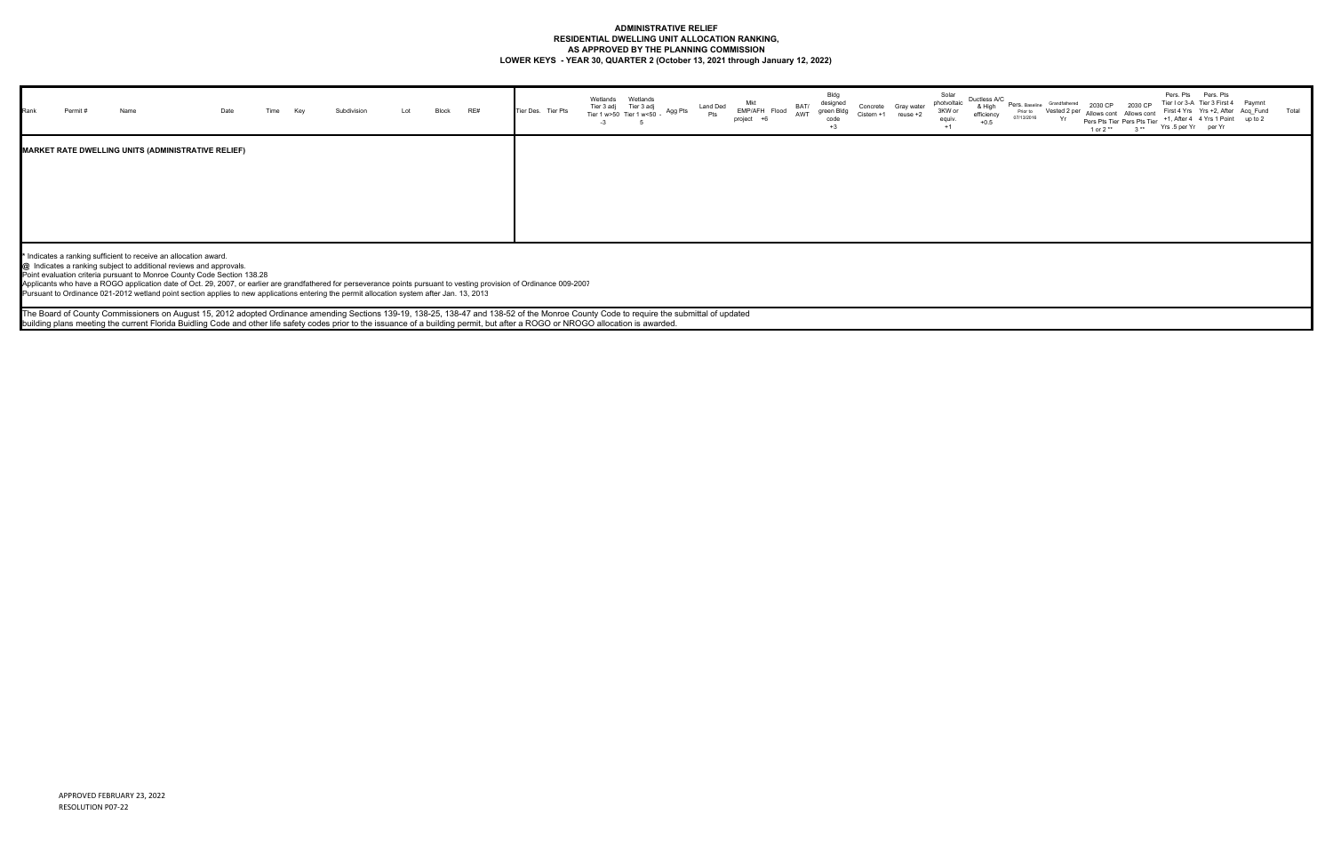# ADMINISTRATIVE RELIEF
## RESIDENTIAL DWELLING UNIT ALLOCATION RANKING, AS APPROVED BY THE PLANNING COMMISSION
## LOWER KEYS - YEAR 30, QUARTER 2 (October 13, 2021 through January 12, 2022)

| Rank | Permit # | Name | Date | Time | Key | Subdivision | Lot | Block | RE# | Tier Des. | Tier Pts | Wetlands Tier 3 adj Tier 1 w>50 -3 | Wetlands Tier 3 adj Tier 1 w<50 - 5 | Agg Pts | Land Ded Pts | Mkt EMP/AFH project +6 | Flood | BAT/ AWT | Bldg designed green Bldg code +3 | Concrete Cistern +1 | Gray water reuse +2 | Solar photovoltaic 3KW or equiv. +1 | Ductless A/C & High efficiency +0.5 | Pers. Baseline Prior to 07/13/2016 | Grandfathered Vested 2 per Yr | 2030 CP Allows cont Pers Pts Tier 1 or 2 ** | 2030 CP Allows cont Pers Pts Tier 3 ** | Pers. Pts Tier I or 3-A First 4 Yrs +1, After 4 Yrs .5 per Yr | Pers. Pts Tier 3 First 4 Yrs +2, After 4 Yrs 1 Point per Yr | Paymnt Acq_Fund up to 2 | Total |
|---|---|---|---|---|---|---|---|---|---|---|---|---|---|---|---|---|---|---|---|---|---|---|---|---|---|---|---|---|---|---|---|
| **MARKET RATE DWELLING UNITS (ADMINISTRATIVE RELIEF)** | | | | | | | | | | | | | | | | | | | | | | | | | | | | | | | |

\* Indicates a ranking sufficient to receive an allocation award.
@ Indicates a ranking subject to additional reviews and approvals.
Point evaluation criteria pursuant to Monroe County Code Section 138.28
Applicants who have a ROGO application date of Oct. 29, 2007, or earlier are grandfathered for perseverance points pursuant to vesting provision of Ordinance 009-2007
Pursuant to Ordinance 021-2012 wetland point section applies to new applications entering the permit allocation system after Jan. 13, 2013

The Board of County Commissioners on August 15, 2012 adopted Ordinance amending Sections 139-19, 138-25, 138-47 and 138-52 of the Monroe County Code to require the submittal of updated building plans meeting the current Florida Buidling Code and other life safety codes prior to the issuance of a building permit, but after a ROGO or NROGO allocation is awarded.

APPROVED FEBRUARY 23, 2022
RESOLUTION P07-22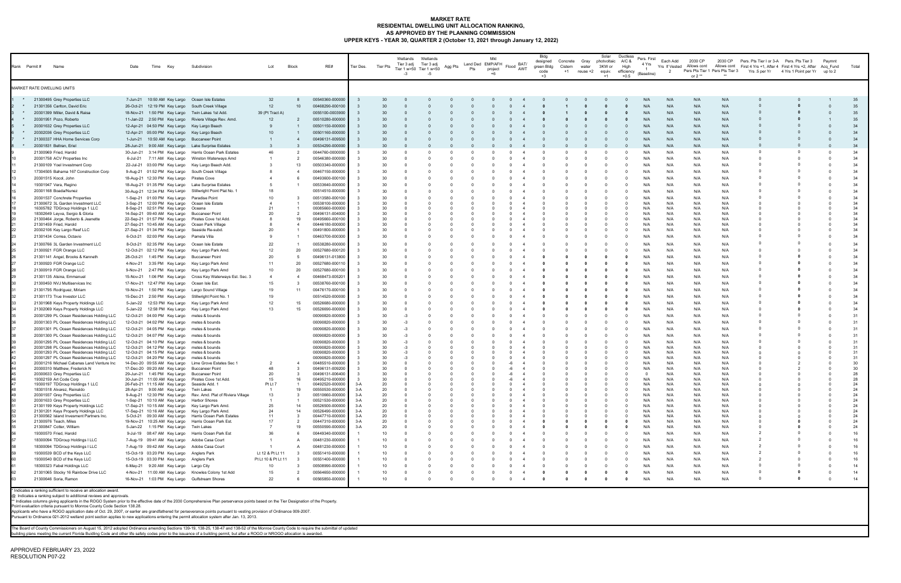# MARKET RATE
## RESIDENTIAL DWELLING UNIT ALLOCATION RANKING,
## AS APPROVED BY THE PLANNING COMMISSION
## UPPER KEYS - YEAR 30, QUARTER 2 (October 13, 2021 through January 12, 2022)

| Rank | | Permit # | Name | Date | Time | Key | Subdivision | Lot | Block | RE# | Tier Des. | Tier Pts | Wetlands Tier 3 adj Tier 1 w>50 -3 | Wetlands Tier 3 adj Tier 1 w<50 -5 | Agg Pts | Land Ded Pts | Mkt EMP/AFH project +6 | Flood | BAT/ AWT | Bldg designed green Bldg code +3 | Concrete Cistern +1 | Gray water reuse +2 | Solar photovoltaic 3KW or equiv. +1 | Ductless A/C & High efficiency +0.5 | Pers. First 4 Yrs 1 (Baseline) | Each Add Yrs If Vested 2 | 2030 CP Allows cont Pers Pts Tier 1 or 2 ** | 2030 CP Allows cont Pers Pts Tier 3 ** | Pers. Pts Tier I or 3-A First 4 Yrs +1, After 4 Yrs .5 per Yr | Pers. Pts Tier 3 First 4 Yrs +2, After 4 Yrs 1 Point per Yr | Paymnt Acq_Fund up to 2 | Total |
|---|---|---|---|---|---|---|---|---|---|---|---|---|---|---|---|---|---|---|---|---|---|---|---|---|---|---|---|---|---|---|---|---|
| MARKET RATE DWELLING UNITS | | | | | | | | | | | | | | | | | | | | | | | | | | | | | | | | |
| 1 | * | 21300495 | Grey Properties LLC | 7-Jun-21 | 10:50 AM | Key Largo | Ocean Isle Estates | 32 | 8 | 00540360-000000 | 3 | 30 | 0 | 0 | 0 | 0 | 0 | 0 | 4 | 0 | 0 | 0 | 0 | 0 | N/A | N/A | N/A | N/A | 0 | 0 | 1 | 35 |
| 2 | * | 21301356 | Carlton, David Eric | 26-Oct-21 | 12:19 PM | Key Largo | South Creek Village | 12 | 10 | 00468290-000100 | 3 | 30 | 0 | 0 | 0 | 0 | 0 | 0 | 4 | 0 | 1 | 0 | 0 | 0 | N/A | N/A | N/A | N/A | 0 | 0 | 0 | 35 |
| 3 | * | 20301399 | Miller, David & Raisa | 18-Nov-21 | 1:50 PM | Key Largo | Twin Lakes 1st Add. | 39 (Pt Tract A) | | 0055100-0003900 | 3 | 30 | 0 | 0 | 0 | 0 | 0 | 0 | 4 | 0 | 1 | 0 | 0 | 0 | N/A | N/A | N/A | N/A | 0 | 0 | 0 | 35 |
| 4 | * | 20301951 | Pozo, Roberto | 11-Jan-22 | 2:50 PM | Key Largo | Riviera Village Rev. Amd. | 12 | 2 | 00510280-000000 | 3 | 30 | 0 | 0 | 0 | 0 | 0 | 0 | 4 | 0 | 0 | 0 | 0 | 0 | N/A | N/A | N/A | N/A | 0 | 0 | 1 | 35 |
| 5 | * | 20301632 | Grey Properties LLC | 12-Apr-21 | 04:50 PM | Key Largo | Key Largo Beach | 9 | 1 | 00501150-000000 | 3 | 30 | 0 | 0 | 0 | 0 | 0 | 0 | 4 | 0 | 0 | 0 | 0 | 0 | N/A | N/A | N/A | N/A | 0 | 0 | 0 | 34 |
| 5 | * | 20302036 | Grey Properties LLC | 12-Apr-21 | 05:00 PM | Key Largo | Key Largo Beach | 10 | 1 | 00501160-000000 | 3 | 30 | 0 | 0 | 0 | 0 | 0 | 0 | 4 | 0 | 0 | 0 | 0 | 0 | N/A | N/A | N/A | N/A | 0 | 0 | 0 | 34 |
| 7 | * | 21300337 | HHA Home Services Corp | 1-Jun-21 | 10:50 AM | Key Largo | Buccaneer Point | 1 | 4 | 00496131-009500 | 3 | 30 | 0 | 0 | 0 | 0 | 0 | 0 | 4 | 0 | 0 | 0 | 0 | 0 | N/A | N/A | N/A | N/A | 0 | 0 | 0 | 34 |
| 8 | * | 20301831 | Beltran, Eriel | 28-Jun-21 | 9:00 AM | Key Largo | Lake Surprise Estates | 3 | 3 | 00534290-000000 | 3 | 30 | 0 | 0 | 0 | 0 | 0 | 0 | 4 | 0 | 0 | 0 | 0 | 0 | N/A | N/A | N/A | N/A | 0 | 0 | 0 | 34 |
| 9 | | 21300969 | Fried, Harold | 30-Jun-21 | 3:14 PM | Key Largo | Harris Ocean Park Estates | 46 | 2 | 0044760-0000000 | 3 | 30 | 0 | 0 | 0 | 0 | 0 | 0 | 4 | 0 | 0 | 0 | 0 | 0 | N/A | N/A | N/A | N/A | 0 | 0 | 0 | 34 |
| 10 | | 20301758 | ACV Properties Inc | 6-Jul-21 | 7:11 AM | Key Largo | Winston Waterways Amd | 1 | 2 | 00546380-000000 | 3 | 30 | 0 | 0 | 0 | 0 | 0 | 0 | 4 | 0 | 0 | 0 | 0 | 0 | N/A | N/A | N/A | N/A | 0 | 0 | 0 | 34 |
| 11 | | 21300109 | Yoel Investment Corp | 22-Jul-21 | 03:00 PM | Key Largo | Key Largo Beach Add. | 3 | 13 | 00503340-000000 | 3 | 30 | 0 | 0 | 0 | 0 | 0 | 0 | 4 | 0 | 0 | 0 | 0 | 0 | N/A | N/A | N/A | N/A | 0 | 0 | 0 | 34 |
| 12 | | 17304505 | Bahama 167 Construction Corp | 9-Aug-21 | 01:52 PM | Key Largo | South Creek Village | 8 | 4 | 00467150-000000 | 3 | 30 | 0 | 0 | 0 | 0 | 0 | 0 | 4 | 0 | 0 | 0 | 0 | 0 | N/A | N/A | N/A | N/A | 0 | 0 | 0 | 34 |
| 13 | | 20301515 | Kocol, John | 18-Aug-21 | 12:30 PM | Key Largo | Pirates Cove | 4 | 6 | 00493600-000100 | 3 | 30 | 0 | 0 | 0 | 0 | 0 | 0 | 4 | 0 | 0 | 0 | 0 | 0 | N/A | N/A | N/A | N/A | 0 | 0 | 0 | 34 |
| 14 | | 19301947 | Vera, Regino | 18-Aug-21 | 01:35 PM | Key Largo | Lake Surprise Estates | 5 | 1 | 00533940-000000 | 3 | 30 | 0 | 0 | 0 | 0 | 0 | 0 | 4 | 0 | 0 | 0 | 0 | 0 | N/A | N/A | N/A | N/A | 0 | 0 | 0 | 34 |
| 15 | | 20301168 | Boada/Nunez | 30-Aug-21 | 12:34 PM | Key Largo | Stillwright Point Plat No. 1 | 18 | | 00514510-000000 | 3 | 30 | 0 | 0 | 0 | 0 | 0 | 0 | 4 | 0 | 0 | 0 | 0 | 0 | N/A | N/A | N/A | N/A | 0 | 0 | 0 | 34 |
| 16 | | 20301537 | Conchrete Properties | 1-Sep-21 | 01:00 PM | Key Largo | Paradise Point | 10 | 3 | 00513580-000100 | 3 | 30 | 0 | 0 | 0 | 0 | 0 | 0 | 4 | 0 | 0 | 0 | 0 | 0 | N/A | N/A | N/A | N/A | 0 | 0 | 0 | 34 |
| 17 | | 21300672 | 3L Garden Investment LLC | 3-Sep-21 | 12:00 PM | Key Largo | Ocean Isle Estate | 4 | 1 | 00538100-000000 | 3 | 30 | 0 | 0 | 0 | 0 | 0 | 0 | 4 | 0 | 0 | 0 | 0 | 0 | N/A | N/A | N/A | N/A | 0 | 0 | 0 | 34 |
| 18 | | 16305782 | TDGroup Holdings 1 LLC | 8-Sep-21 | 02:51 PM | Key Largo | Oceana | 21 | 1 | 00085960-000000 | 3 | 30 | 0 | 0 | 0 | 0 | 0 | 0 | 4 | 0 | 0 | 0 | 0 | 0 | N/A | N/A | N/A | N/A | 0 | 0 | 0 | 34 |
| 19 | | 18302649 | Leyva, Sergio & Gloria | 14-Sep-21 | 09:40 AM | Key Largo | Buccaneer Point | 20 | 2 | 00496131-004000 | 3 | 30 | 0 | 0 | 0 | 0 | 0 | 0 | 4 | 0 | 0 | 0 | 0 | 0 | N/A | N/A | N/A | N/A | 0 | 0 | 0 | 34 |
| 20 | | 21300464 | Jorge, Roberto & Jeanette | 22-Sep-21 | 01:57 PM | Key Largo | Pirates Cove 1st Add. | 8 | 19 | 00495660-000100 | 3 | 30 | 0 | 0 | 0 | 0 | 0 | 0 | 4 | 0 | 0 | 0 | 0 | 0 | N/A | N/A | N/A | N/A | 0 | 0 | 0 | 34 |
| 21 | | 21301459 | Fried, Harold | 27-Sep-21 | 10:45 AM | Key Largo | Ocean Park Village | 8 | 4 | 00446180-000000 | 3 | 30 | 0 | 0 | 0 | 0 | 0 | 0 | 4 | 0 | 0 | 0 | 0 | 0 | N/A | N/A | N/A | N/A | 0 | 0 | 0 | 34 |
| 22 | | 20302106 | Key Largo Reef LLC | 27-Sep-21 | 01:34 PM | Key Largo | Seaside Re-subd. | 20 | 1 | 00491800-000000 | 3 | 30 | 0 | 0 | 0 | 0 | 0 | 0 | 4 | 0 | 0 | 0 | 0 | 0 | N/A | N/A | N/A | N/A | 0 | 0 | 0 | 34 |
| 23 | | 21301434 | Correa, Octavio | 6-Oct-21 | 02:00 PM | Key Largo | Pamela Villa | 9 | 1 | 00463700-000300 | 3 | 30 | 0 | 0 | 0 | 0 | 0 | 0 | 4 | 0 | 0 | 0 | 0 | 0 | N/A | N/A | N/A | N/A | 0 | 0 | 0 | 34 |
| 24 | | 21300766 | 3L Garden Investment LLC | 8-Oct-21 | 02:35 PM | Key Largo | Ocean Isle Estate | 22 | 1 | 00538280-000000 | 3 | 30 | 0 | 0 | 0 | 0 | 0 | 0 | 4 | 0 | 0 | 0 | 0 | 0 | N/A | N/A | N/A | N/A | 0 | 0 | 0 | 34 |
| 25 | | 21300921 | FGR Orange LLC | 12-Oct-21 | 02:12 PM | Key Largo | Key Largo Park Amd | 12 | 20 | 00527680-000120 | 3 | 30 | 0 | 0 | 0 | 0 | 0 | 0 | 4 | 0 | 0 | 0 | 0 | 0 | N/A | N/A | N/A | N/A | 0 | 0 | 0 | 34 |
| 26 | | 21301141 | Angel, Brooks & Kenneth | 28-Oct-21 | 1:45 PM | Key Largo | Buccaneer Point | 20 | 5 | 00496131-013800 | 3 | 30 | 0 | 0 | 0 | 0 | 0 | 0 | 4 | 0 | 0 | 0 | 0 | 0 | N/A | N/A | N/A | N/A | 0 | 0 | 0 | 34 |
| 27 | | 21300920 | FGR Orange LLC | 4-Nov-21 | 3:35 PM | Key Largo | Key Largo Park Amd | 11 | 20 | 00527680-000110 | 3 | 30 | 0 | 0 | 0 | 0 | 0 | 0 | 4 | 0 | 0 | 0 | 0 | 0 | N/A | N/A | N/A | N/A | 0 | 0 | 0 | 34 |
| 28 | | 21300919 | FGR Orange LLC | 9-Nov-21 | 2:47 PM | Key Largo | Key Largo Park Amd | 10 | 20 | 00527680-000100 | 3 | 30 | 0 | 0 | 0 | 0 | 0 | 0 | 4 | 0 | 0 | 0 | 0 | 0 | N/A | N/A | N/A | N/A | 0 | 0 | 0 | 34 |
| 29 | | 21301135 | Alsina, Emmanuel | 15-Nov-21 | 1:06 PM | Key Largo | Cross Key Waterways Est. Sec. 3 | 4 | 4 | 00468473-005201 | 3 | 30 | 0 | 0 | 0 | 0 | 0 | 0 | 4 | 0 | 0 | 0 | 0 | 0 | N/A | N/A | N/A | N/A | 0 | 0 | 0 | 34 |
| 30 | | 21300450 | NVJ Multiservices Inc | 17-Nov-21 | 12:47 PM | Key Largo | Ocean Isle Est. | 15 | 3 | 00538760-000100 | 3 | 30 | 0 | 0 | 0 | 0 | 0 | 0 | 4 | 0 | 0 | 0 | 0 | 0 | N/A | N/A | N/A | N/A | 0 | 0 | 0 | 34 |
| 31 | | 21301795 | Rodriguez, Miriam | 19-Nov-21 | 1:50 PM | Key Largo | Largo Sound Village | 19 | 11 | 00476170-000100 | 3 | 30 | 0 | 0 | 0 | 0 | 0 | 0 | 4 | 0 | 0 | 0 | 0 | 0 | N/A | N/A | N/A | N/A | 0 | 0 | 0 | 34 |
| 32 | | 21301173 | True Investor LLC | 15-Dec-21 | 2:50 PM | Key Largo | Stillwright Point No. 1 | 19 | | 00514520-000000 | 3 | 30 | 0 | 0 | 0 | 0 | 0 | 0 | 4 | 0 | 0 | 0 | 0 | 0 | N/A | N/A | N/A | N/A | 0 | 0 | 0 | 34 |
| 33 | | 21301968 | Keys Property Holdings LLC | 5-Jan-22 | 12:53 PM | Key Largo | Key Largo Park Amd | 12 | 15 | 00526680-000000 | 3 | 30 | 0 | 0 | 0 | 0 | 0 | 0 | 4 | 0 | 0 | 0 | 0 | 0 | N/A | N/A | N/A | N/A | 0 | 0 | 0 | 34 |
| 34 | | 21302069 | Keys Property Holdings LLC | 5-Jan-22 | 12:58 PM | Key Largo | Key Largo Park Amd | 13 | 15 | 00526690-000000 | 3 | 30 | 0 | 0 | 0 | 0 | 0 | 0 | 4 | 0 | 0 | 0 | 0 | 0 | N/A | N/A | N/A | N/A | 0 | 0 | 0 | 34 |
| 35 | | 20301299 | PL Ocean Residences Holding LLC | 12-Oct-21 | 04:00 PM | Key Largo | metes & bounds | | | 00090820-000000 | 3 | 30 | -3 | 0 | 0 | 0 | 0 | 0 | 4 | 0 | 0 | 0 | 0 | 0 | N/A | N/A | N/A | N/A | 0 | 0 | 0 | 31 |
| 36 | | 20301303 | PL Ocean Residences Holding LLC | 12-Oct-21 | 04:02 PM | Key Largo | metes & bounds | | | 00090820-000000 | 3 | 30 | -3 | 0 | 0 | 0 | 0 | 0 | 4 | 0 | 0 | 0 | 0 | 0 | N/A | N/A | N/A | N/A | 0 | 0 | 0 | 31 |
| 37 | | 20301301 | PL Ocean Residences Holding LLC | 12-Oct-21 | 04:05 PM | Key Largo | metes & bounds | | | 00090820-000000 | 3 | 30 | -3 | 0 | 0 | 0 | 0 | 0 | 4 | 0 | 0 | 0 | 0 | 0 | N/A | N/A | N/A | N/A | 0 | 0 | 0 | 31 |
| 38 | | 20301300 | PL Ocean Residences Holding LLC | 12-Oct-21 | 04:07 PM | Key Largo | metes & bounds | | | 00090820-000000 | 3 | 30 | -3 | 0 | 0 | 0 | 0 | 0 | 4 | 0 | 0 | 0 | 0 | 0 | N/A | N/A | N/A | N/A | 0 | 0 | 0 | 31 |
| 39 | | 20301295 | PL Ocean Residences Holding LLC | 12-Oct-21 | 04:10 PM | Key Largo | metes & bounds | | | 00090820-000000 | 3 | 30 | -3 | 0 | 0 | 0 | 0 | 0 | 4 | 0 | 0 | 0 | 0 | 0 | N/A | N/A | N/A | N/A | 0 | 0 | 0 | 31 |
| 40 | | 20301298 | PL Ocean Residences Holding LLC | 12-Oct-21 | 04:12 PM | Key Largo | metes & bounds | | | 00090820-000000 | 3 | 30 | -3 | 0 | 0 | 0 | 0 | 0 | 4 | 0 | 0 | 0 | 0 | 0 | N/A | N/A | N/A | N/A | 0 | 0 | 0 | 31 |
| 41 | | 20301293 | PL Ocean Residences Holding LLC | 12-Oct-21 | 04:15 PM | Key Largo | metes & bounds | | | 00090820-000000 | 3 | 30 | -3 | 0 | 0 | 0 | 0 | 0 | 4 | 0 | 0 | 0 | 0 | 0 | N/A | N/A | N/A | N/A | 0 | 0 | 0 | 31 |
| 42 | | 20301297 | PL Ocean Residences Holding LLC | 12-Oct-21 | 04:20 PM | Key Largo | metes & bounds | | | 00090820-000000 | 3 | 30 | -3 | 0 | 0 | 0 | 0 | 0 | 4 | 0 | 0 | 0 | 0 | 0 | N/A | N/A | N/A | N/A | 0 | 0 | 0 | 31 |
| 43 | | 20301216 | Michael Cabanas Land Venture Inc | 14-Dec-20 | 09:55 AM | Key Largo | Lime Grove Estates Sec 1 | 2 | 4 | 00485110-000000 | 3 | 30 | 0 | 0 | 0 | 0 | 0 | -6 | 4 | 0 | 0 | 0 | 0 | 0 | N/A | N/A | N/A | N/A | 0 | 2 | 0 | 30 |
| 44 | | 20300310 | Matthew, Frederick N | 17-Dec-20 | 09:20 AM | Key Largo | Buccaneer Point | 48 | 3 | 00496131-009200 | 3 | 30 | 0 | 0 | 0 | 0 | 0 | -6 | 4 | 0 | 0 | 0 | 0 | 0 | N/A | N/A | N/A | N/A | 0 | 2 | 0 | 30 |
| 45 | | 20300633 | Grey Properties LLC | 29-Jun-21 | 1:45 PM | Key Largo | Buccaneer Point | 20 | 3 | 00496131-006400 | 3 | 30 | 0 | 0 | 0 | 0 | 0 | -6 | 4 | 0 | 0 | 0 | 0 | 0 | N/A | N/A | N/A | N/A | 0 | 0 | 0 | 28 |
| 46 | | 19302159 | Art Code Corp | 30-Jun-21 | 11:00 AM | Key Largo | Pirates Cove 1st Add. | 15 | 16 | 00495210-000000 | 3 | 30 | 0 | 0 | 0 | 0 | 0 | -6 | 4 | 0 | 0 | 0 | 0 | 0 | N/A | N/A | N/A | N/A | 0 | 0 | 0 | 28 |
| 47 | | 19300197 | TDGroup Holdings 1 LLC | 26-Feb-21 | 11:15 AM | Key Largo | Seaside Add. 1 | Pt Lt 7 | 1 | 00492520-000000 | 3-A | 20 | 0 | 0 | 0 | 0 | 0 | 0 | 4 | 0 | 0 | 0 | 0 | 0 | N/A | N/A | N/A | N/A | 0 | 0 | 0 | 24 |
| 48 | | 18301518 | Alvarez, Reinaldo | 28-Apr-21 | 9:00 AM | Key Largo | Twin Lakes | 1 | 19 | 00550530-000000 | 3-A | 20 | 0 | 0 | 0 | 0 | 0 | 0 | 4 | 0 | 0 | 0 | 0 | 0 | N/A | N/A | N/A | N/A | 0 | 0 | 0 | 24 |
| 49 | | 20301937 | Grey Properties LLC | 9-Aug-21 | 12:30 PM | Key Largo | Rev. Amd. Plat of Riviera Village | 13 | 3 | 00510660-000000 | 3-A | 20 | 0 | 0 | 0 | 0 | 0 | 0 | 4 | 0 | 0 | 0 | 0 | 0 | N/A | N/A | N/A | N/A | 0 | 0 | 0 | 24 |
| 50 | | 20301633 | Grey Properties LLC | 1-Sep-21 | 10:10 AM | Key Largo | Harbor Shores | 1 | 1 | 00521530-000000 | 3-A | 20 | 0 | 0 | 0 | 0 | 0 | 0 | 4 | 0 | 0 | 0 | 0 | 0 | N/A | N/A | N/A | N/A | 0 | 0 | 0 | 24 |
| 51 | | 21301199 | Keys Property Holdings LLC | 17-Sep-21 | 10:15 AM | Key Largo | Key Largo Park Amd. | 25 | 14 | 00526500-000000 | 3-A | 20 | 0 | 0 | 0 | 0 | 0 | 0 | 4 | 0 | 0 | 0 | 0 | 0 | N/A | N/A | N/A | N/A | 0 | 0 | 0 | 24 |
| 52 | | 21301201 | Keys Property Holdings LLC | 17-Sep-21 | 10:16 AM | Key Largo | Key Largo Park Amd. | 24 | 14 | 00526490-000000 | 3-A | 20 | 0 | 0 | 0 | 0 | 0 | 0 | 4 | 0 | 0 | 0 | 0 | 0 | N/A | N/A | N/A | N/A | 0 | 0 | 0 | 24 |
| 53 | | 21300562 | Island Investment Partners Inc. | 5-Oct-21 | 09:30 AM | Key Largo | Harris Ocean Park Estates | 11 | 3 | 00447710-000000 | 3-A | 20 | 0 | 0 | 0 | 0 | 0 | 0 | 4 | 0 | 0 | 0 | 0 | 0 | N/A | N/A | N/A | N/A | 0 | 0 | 0 | 24 |
| 54 | | 21300976 | Teach, Miles | 19-Nov-21 | 10:25 AM | Key Largo | Harris Ocean Park Est. | 17 | 2 | 00447310-000000 | 3-A | 20 | 0 | 0 | 0 | 0 | 0 | 0 | 4 | 0 | 0 | 0 | 0 | 0 | N/A | N/A | N/A | N/A | 0 | 0 | 0 | 24 |
| 55 | | 21300847 | Cotter, William | 5-Jan-22 | 1:15 PM | Key Largo | Twin Lakes | 7 | 19 | 00550590-000000 | 3-A | 20 | 0 | 0 | 0 | 0 | 0 | 0 | 4 | 0 | 0 | 0 | 0 | 0 | N/A | N/A | N/A | N/A | 0 | 0 | 0 | 24 |
| 56 | | 19300570 | Fried, Harold | 9-Jul-19 | 08:47 AM | Key Largo | Harris Ocean Park Est | 36 | 6 | 00449340-000000 | 1 | 10 | 0 | 0 | 0 | 0 | 0 | 0 | 4 | 0 | 0 | 0 | 0 | 0 | N/A | N/A | N/A | N/A | 2 | 0 | 0 | 16 |
| 57 | | 18300094 | TDGroup Holdings I LLC | 7-Aug-19 | 09:41 AM | Key Largo | Adobe Casa Court | 1 | A | 00481230-000000 | 1 | 10 | 0 | 0 | 0 | 0 | 0 | 0 | 4 | 0 | 0 | 0 | 0 | 0 | N/A | N/A | N/A | N/A | 2 | 0 | 0 | 16 |
| 58 | | 18300094 | TDGroup Holdings I LLC | 7-Aug-19 | 09:42 AM | Key Largo | Adobe Casa Court | 1 | A | 00481230-000000 | 1 | 10 | 0 | 0 | 0 | 0 | 0 | 0 | 4 | 0 | 0 | 0 | 0 | 0 | N/A | N/A | N/A | N/A | 2 | 0 | 0 | 16 |
| 59 | | 19300539 | BCD of the Keys LLC | 15-Oct-19 | 03:20 PM | Key Largo | Anglers Park | Lt 12 & Pt Lt 11 | 3 | 00551410-000000 | 1 | 10 | 0 | 0 | 0 | 0 | 0 | 0 | 4 | 0 | 0 | 0 | 0 | 0 | N/A | N/A | N/A | N/A | 2 | 0 | 0 | 16 |
| 60 | | 19300540 | BCD of the Keys LLC | 15-Oct-19 | 03:30 PM | Key Largo | Anglers Park | Pt Lt 10 & Pt Lt 11 | 3 | 00551400-000000 | 1 | 10 | 0 | 0 | 0 | 0 | 0 | 0 | 4 | 0 | 0 | 0 | 0 | 0 | N/A | N/A | N/A | N/A | 2 | 0 | 0 | 16 |
| 61 | | 18300323 | Fabel Holdings LLC | 6-May-21 | 9:20 AM | Key Largo | Largo City | 10 | 3 | 00508990-000000 | 1 | 10 | 0 | 0 | 0 | 0 | 0 | 0 | 4 | 0 | 0 | 0 | 0 | 0 | N/A | N/A | N/A | N/A | 0 | 0 | 0 | 14 |
| 62 | | 21301065 | Stocky 16 Rainbow Drive LLC | 4-Nov-21 | 11:00 AM | Key Largo | Knowles Colony 1st Add | 15 | 2 | 00564650-000000 | 1 | 10 | 0 | 0 | 0 | 0 | 0 | 0 | 4 | 0 | 0 | 0 | 0 | 0 | N/A | N/A | N/A | N/A | 0 | 0 | 0 | 14 |
| 63 | | 21300646 | Soria, Ramon | 16-Nov-21 | 1:03 PM | Key Largo | Gulfstream Shores | 22 | 6 | 00565850-000000 | 1 | 10 | 0 | 0 | 0 | 0 | 0 | 0 | 4 | 0 | 0 | 0 | 0 | 0 | N/A | N/A | N/A | N/A | 0 | 0 | 0 | 14 |

* Indicates a ranking sufficient to receive an allocation award.
@ Indicates a ranking subject to additional reviews and approvals.
** Indicates columns giving applicants in the ROGO System prior to the effective date of the 2030 Comprehensive Plan perservance points based on the Tier Designation of the Property.
Point evaluation criteria pursuant to Monroe County Code Section 138.28.
Applicants who have a ROGO application date of Oct. 29, 2007, or earlier are grandfathered for perseverance points pursuant to vesting provision of Ordinance 009-2007.
Pursuant to Ordinance 021-2012 wetland point section applies to new applications entering the permit allocation system after Jan. 13, 2013.

The Board of County Commissioners on August 15, 2012 adopted Ordinance amending Sections 139-19, 138-25, 138-47 and 138-52 of the Monroe County Code to require the submittal of updated building plans meeting the current Florida Buidling Code and other life safety codes prior to the issuance of a building permit, but after a ROGO or NROGO allocation is awarded.

APPROVED FEBRUARY 23, 2022
RESOLUTION P07-22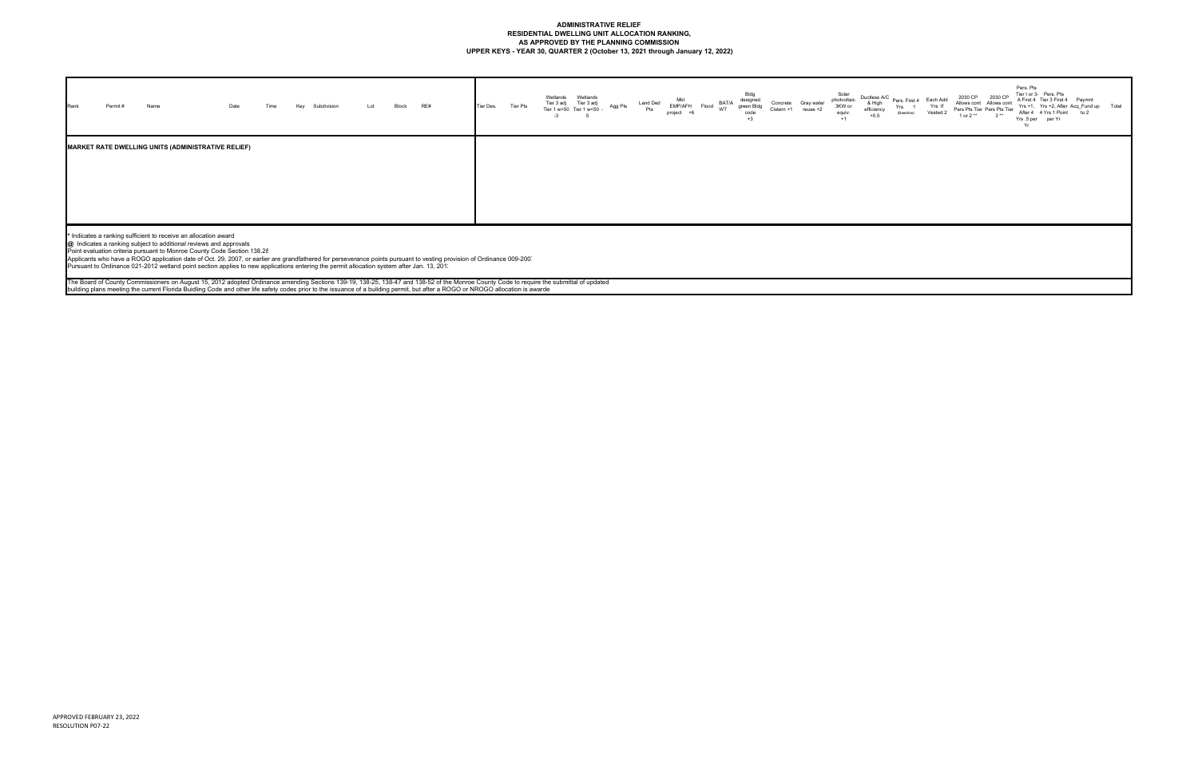**ADMINISTRATIVE RELIEF**
**RESIDENTIAL DWELLING UNIT ALLOCATION RANKING,**
**AS APPROVED BY THE PLANNING COMMISSION**
**UPPER KEYS - YEAR 30, QUARTER 2 (October 13, 2021 through January 12, 2022)**

| Rank | Permit # | Name | Date | Time | Key | Subdivision | Lot | Block | RE# | Tier Des. | Tier Pts | Wetlands Tier 3 adj Tier 1 w>50 -3 | Wetlands Tier 3 adj Tier 1 w<50 - 5 | Agg Pts | Land Ded Pts | Mkt EMP/AFH project +6 | Flood | BAT/AWT | Bldg designed green Bldg code +3 | Concrete Cistern +1 | Gray water reuse +2 | Solar photovoltaic 3KW or equiv. +1 | Ductless A/C & High efficiency +0.5 | Pers. First 4 Yrs 1 (baseline) | Each Add Yrs If Vested 2 | 2030 CP Allows cont Pers Pts Tier 1 or 2 ** | 2030 CP Allows cont Pers Pts Tier 3 ** | Pers. Pts Tier I or 3- A First 4 Yrs +1, After 4 Yrs .5 per Yr | Pers. Pts Tier 3 First 4 Yrs +2, After 4 Yrs 1 Point per Yr | Paymnt Acq_Fund up to 2 | Total |
|---|---|---|---|---|---|---|---|---|---|---|---|---|---|---|---|---|---|---|---|---|---|---|---|---|---|---|---|---|---|---|---|
| **MARKET RATE DWELLING UNITS (ADMINISTRATIVE RELIEF)** | | | | | | | | | | | | | | | | | | | | | | | | | | | | | | | |

\* Indicates a ranking sufficient to receive an allocation award
@ Indicates a ranking subject to additional reviews and approvals
Point evaluation criteria pursuant to Monroe County Code Section 138.28
Applicants who have a ROGO application date of Oct. 29, 2007, or earlier are grandfathered for perseverance points pursuant to vesting provision of Ordinance 009-2007
Pursuant to Ordinance 021-2012 wetland point section applies to new applications entering the permit allocation system after Jan. 13, 2013

The Board of County Commissioners on August 15, 2012 adopted Ordinance amending Sections 139-19, 138-25, 138-47 and 138-52 of the Monroe County Code to require the submittal of updated building plans meeting the current Florida Buidling Code and other life safety codes prior to the issuance of a building permit, but after a ROGO or NROGO allocation is awarde

APPROVED FEBRUARY 23, 2022
RESOLUTION P07-22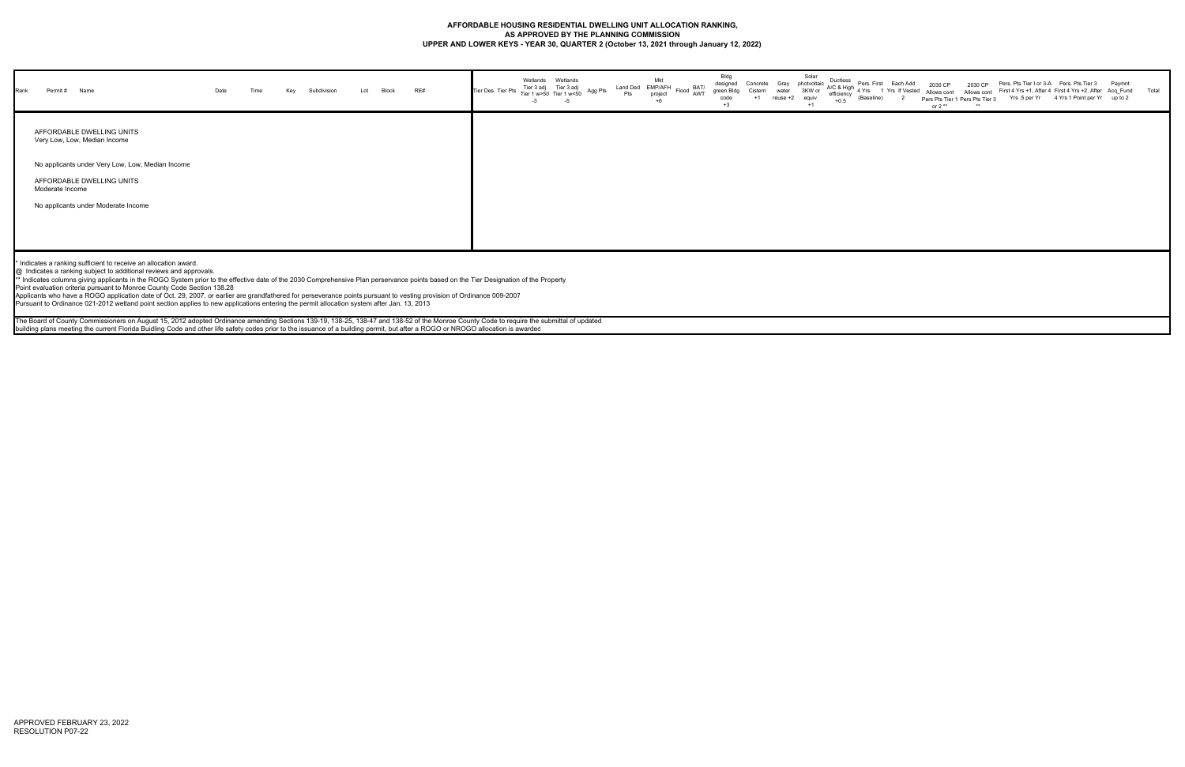**AFFORDABLE HOUSING RESIDENTIAL DWELLING UNIT ALLOCATION RANKING,**
**AS APPROVED BY THE PLANNING COMMISSION**
**UPPER AND LOWER KEYS - YEAR 30, QUARTER 2 (October 13, 2021 through January 12, 2022)**

| Rank | Permit # | Name | Date | Time | Key | Subdivision | Lot | Block | RE# | Tier Des. | Tier Pts | Wetlands Tier 3 adj Tier 1 w>50 -3 | Wetlands Tier 3 adj Tier 1 w<50 -5 | Agg Pts | Land Ded Pts | Mkt EMP/AFH project +6 | Flood | BAT/ AWT | Bldg designed green Bldg code +3 | Concrete Cistern +1 | Gray water reuse +2 | Solar photvoltaic 3KW or equiv. +1 | Ductless A/C & High efficiency +0.5 | Pers. First 4 Yrs (Baseline) | Each Add 1 Yrs If Vested 2 | 2030 CP Allows cont Pers Pts Tier 1 or 2 ** | 2030 CP Allows cont Pers Pts Tier 3 ** | Pers. Pts Tier I or 3-A First 4 Yrs +1, After 4 Yrs .5 per Yr | Pers. Pts Tier 3 First 4 Yrs +2, After 4 Yrs 1 Point per Yr | Paymnt Acq_Fund up to 2 | Total |
|---|---|---|---|---|---|---|---|---|---|---|---|---|---|---|---|---|---|---|---|---|---|---|---|---|---|---|---|---|---|---|---|
| | AFFORDABLE DWELLING UNITS Very Low, Low, Median Income | | | | | | | | | | | | | | | | | | | | | | | | | | | | | | |
| | No applicants under Very Low, Low, Median Income | | | | | | | | | | | | | | | | | | | | | | | | | | | | | | |
| | AFFORDABLE DWELLING UNITS Moderate Income | | | | | | | | | | | | | | | | | | | | | | | | | | | | | | |
| | No applicants under Moderate Income | | | | | | | | | | | | | | | | | | | | | | | | | | | | | | |

\* Indicates a ranking sufficient to receive an allocation award.
@ Indicates a ranking subject to additional reviews and approvals.
\*\* Indicates columns giving applicants in the ROGO System prior to the effective date of the 2030 Comprehensive Plan perservance points based on the Tier Designation of the Property
Point evaluation criteria pursuant to Monroe County Code Section 138.28
Applicants who have a ROGO application date of Oct. 29, 2007, or earlier are grandfathered for perseverance points pursuant to vesting provision of Ordinance 009-2007
Pursuant to Ordinance 021-2012 wetland point section applies to new applications entering the permit allocation system after Jan. 13, 2013

The Board of County Commissioners on August 15, 2012 adopted Ordinance amending Sections 139-19, 138-25, 138-47 and 138-52 of the Monroe County Code to require the submittal of updated building plans meeting the current Florida Buidling Code and other life safety codes prior to the issuance of a building permit, but after a ROGO or NROGO allocation is awarded

APPROVED FEBRUARY 23, 2022
RESOLUTION P07-22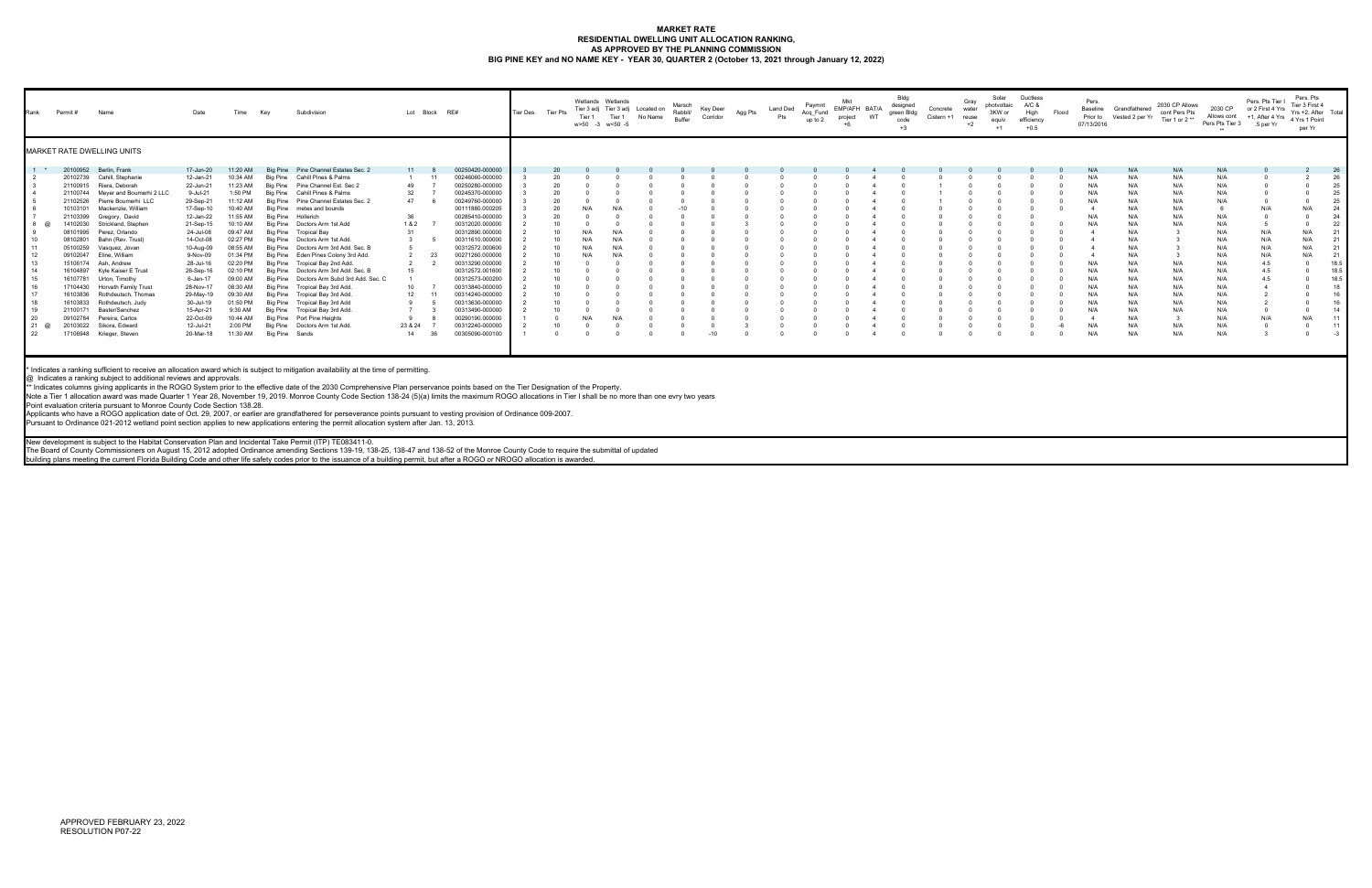# MARKET RATE
## RESIDENTIAL DWELLING UNIT ALLOCATION RANKING,
## AS APPROVED BY THE PLANNING COMMISSION
## BIG PINE KEY and NO NAME KEY - YEAR 30, QUARTER 2 (October 13, 2021 through January 12, 2022)

**MARKET RATE DWELLING UNITS**

| Rank | Permit # | Name | Date | Time | Key | Subdivision | Lot | Block | RE# | Tier Des. | Tier Pts | Wetlands Tier 3 adj Tier 1 w>50 -3 | Wetlands Tier 3 adj Tier 1 w<50 -5 | Located on No Name | Marsch Rabbit Buffer | Key Deer Corridor | Agg Pts | Land Ded Pts | Paymnt Acq_Fund up to 2 | Mkt EMP/AFH project +6 | BAT/A WT | Bldg designed green Bldg code +3 | Concrete Cistern +1 | Gray water reuse +2 | Solar photovoltaic 3KW or equiv. +1 | Ductless A/C & High efficiency +0.5 | Flood | Pers. Baseline Prior to 07/13/2016 | Grandfathered Vested 2 per Yr | 2030 CP Allows cont Pers Pts Tier 1 or 2 ** | 2030 CP Allows cont Pers Pts Tier 3 ** | Pers. Pts Tier I or Tier 2 First 4 Yrs +1, After 4 Yrs .5 per Yr | Pers. Pts Tier 3 First 4 Yrs +2, After 4 Yrs 1 Point per Yr | Total |
|---|---|---|---|---|---|---|---|---|---|---|---|---|---|---|---|---|---|---|---|---|---|---|---|---|---|---|---|---|---|---|---|---|---|---|
| 1 * | 20100952 | Berlin, Frank | 17-Jun-20 | 11:20 AM | Big Pine | Pine Channel Estates Sec. 2 | 11 | 8 | 00250420-000000 | 3 | 20 | 0 | 0 | 0 | 0 | 0 | 0 | 0 | 0 | 0 | 4 | 0 | 0 | 0 | 0 | 0 | 0 | N/A | N/A | N/A | N/A | 0 | 2 | 26 |
| 2 | 20102739 | Cahill, Stephanie | 12-Jan-21 | 10:34 AM | Big Pine | Cahill Pines & Palms | 1 | 11 | 00246060-000000 | 3 | 20 | 0 | 0 | 0 | 0 | 0 | 0 | 0 | 0 | 0 | 4 | 0 | 0 | 0 | 0 | 0 | 0 | N/A | N/A | N/A | N/A | 0 | 2 | 26 |
| 3 | 21100915 | Riera, Deborah | 22-Jun-21 | 11:23 AM | Big Pine | Pine Channel Est. Sec 2 | 49 | 7 | 00250280-000000 | 3 | 20 | 0 | 0 | 0 | 0 | 0 | 0 | 0 | 0 | 0 | 4 | 0 | 1 | 0 | 0 | 0 | 0 | N/A | N/A | N/A | N/A | 0 | 0 | 25 |
| 4 | 21100744 | Meyer and Boumerhi 2 LLC | 9-Jul-21 | 1:50 PM | Big Pine | Cahill Pines & Palms | 32 | 7 | 00245370-000000 | 3 | 20 | 0 | 0 | 0 | 0 | 0 | 0 | 0 | 0 | 0 | 4 | 0 | 1 | 0 | 0 | 0 | 0 | N/A | N/A | N/A | N/A | 0 | 0 | 25 |
| 5 | 21102526 | Pierre Boumerhi LLC | 29-Sep-21 | 11:12 AM | Big Pine | Pine Channel Estates Sec. 2 | 47 | 6 | 00249760-000000 | 3 | 20 | 0 | 0 | 0 | 0 | 0 | 0 | 0 | 0 | 0 | 4 | 0 | 1 | 0 | 0 | 0 | 0 | N/A | N/A | N/A | N/A | 0 | 0 | 25 |
| 6 | 10103101 | Mackenzie, William | 17-Sep-10 | 10:40 AM | Big Pine | metes and bounds | | | 00111880.000205 | 3 | 20 | N/A | N/A | 0 | -10 | 0 | 0 | 0 | 0 | 0 | 4 | 0 | 0 | 0 | 0 | 0 | 0 | 4 | N/A | N/A | 6 | N/A | N/A | 24 |
| 7 | 21103399 | Gregory, David | 12-Jan-22 | 11:55 AM | Big Pine | Hollerich | 36 | | 00285410-000000 | 3 | 20 | 0 | 0 | 0 | 0 | 0 | 0 | 0 | 0 | 0 | 4 | 0 | 0 | 0 | 0 | 0 | | N/A | N/A | N/A | N/A | 0 | 0 | 24 |
| 8 @ | 14102030 | Strickland, Stephen | 21-Sep-15 | 10:10 AM | Big Pine | Doctors Arm 1st Add | 1 & 2 | 7 | 00312020.000000 | 2 | 10 | 0 | 0 | 0 | 0 | 0 | 3 | 0 | 0 | 0 | 4 | 0 | 0 | 0 | 0 | 0 | 0 | N/A | N/A | N/A | N/A | 5 | 0 | 22 |
| 9 | 08101995 | Perez, Orlando | 24-Jul-08 | 09:47 AM | Big Pine | Tropical Bay | 31 | | 00312890.000000 | 2 | 10 | N/A | N/A | 0 | 0 | 0 | 0 | 0 | 0 | 0 | 4 | 0 | 0 | 0 | 0 | 0 | 0 | 4 | N/A | 3 | N/A | N/A | N/A | 21 |
| 10 | 08102801 | Bahn (Rev. Trust) | 14-Oct-08 | 02:27 PM | Big Pine | Doctors Arm 1st Add. | 3 | 5 | 00311610.000000 | 2 | 10 | N/A | N/A | 0 | 0 | 0 | 0 | 0 | 0 | 0 | 4 | 0 | 0 | 0 | 0 | 0 | 0 | 4 | N/A | 3 | N/A | N/A | N/A | 21 |
| 11 | 05100259 | Vasquez, Jovan | 10-Aug-09 | 08:55 AM | Big Pine | Doctors Arm 3rd Add. Sec. B | 5 | | 00312572.000600 | 2 | 10 | N/A | N/A | 0 | 0 | 0 | 0 | 0 | 0 | 0 | 4 | 0 | 0 | 0 | 0 | 0 | 0 | 4 | N/A | 3 | N/A | N/A | N/A | 21 |
| 12 | 09102047 | Eline, William | 9-Nov-09 | 01:34 PM | Big Pine | Eden Pines Colony 3rd Add. | 2 | 23 | 00271280.000000 | 2 | 10 | N/A | N/A | 0 | 0 | 0 | 0 | 0 | 0 | 0 | 4 | 0 | 0 | 0 | 0 | 0 | 0 | 4 | N/A | 3 | N/A | N/A | N/A | 21 |
| 13 | 15106174 | Ash, Andrew | 28-Jul-16 | 02:20 PM | Big Pine | Tropical Bay 2nd Add. | 2 | 2 | 00313290.000000 | 2 | 10 | 0 | 0 | 0 | 0 | 0 | 0 | 0 | 0 | 0 | 4 | 0 | 0 | 0 | 0 | 0 | 0 | N/A | N/A | N/A | N/A | 4.5 | 0 | 18.5 |
| 14 | 16104897 | Kyle Kaiser E Trust | 26-Sep-16 | 02:10 PM | Big Pine | Doctors Arm 3rd Add. Sec. B | 15 | | 00312572.001600 | 2 | 10 | 0 | 0 | 0 | 0 | 0 | 0 | 0 | 0 | 0 | 4 | 0 | 0 | 0 | 0 | 0 | 0 | N/A | N/A | N/A | N/A | 4.5 | 0 | 18.5 |
| 15 | 16107781 | Urton, Timothy | 6-Jan-17 | 09:00 AM | Big Pine | Doctors Arm Subd 3rd Add. Sec. C | 1 | | 00312573.000200 | 2 | 10 | 0 | 0 | 0 | 0 | 0 | 0 | 0 | 0 | 0 | 4 | 0 | 0 | 0 | 0 | 0 | 0 | N/A | N/A | N/A | N/A | 4.5 | 0 | 18.5 |
| 16 | 17104430 | Horvath Family Trust | 28-Nov-17 | 08:30 AM | Big Pine | Tropical Bay 3rd Add. | 10 | 7 | 00313840-000000 | 2 | 10 | 0 | 0 | 0 | 0 | 0 | 0 | 0 | 0 | 0 | 4 | 0 | 0 | 0 | 0 | 0 | 0 | N/A | N/A | N/A | N/A | 4 | 0 | 18 |
| 17 | 16103836 | Rothdeutsch, Thomas | 29-May-19 | 09:30 AM | Big Pine | Tropical Bay 3rd Add. | 12 | 11 | 00314240-000000 | 2 | 10 | 0 | 0 | 0 | 0 | 0 | 0 | 0 | 0 | 0 | 4 | 0 | 0 | 0 | 0 | 0 | 0 | N/A | N/A | N/A | N/A | 2 | 0 | 16 |
| 18 | 16103833 | Rothdeutsch, Judy | 30-Jul-19 | 01:50 PM | Big Pine | Tropical Bay 3rd Add. | 9 | 5 | 00313630-000000 | 2 | 10 | 0 | 0 | 0 | 0 | 0 | 0 | 0 | 0 | 0 | 4 | 0 | 0 | 0 | 0 | 0 | 0 | N/A | N/A | N/A | N/A | 2 | 0 | 16 |
| 19 | 21100171 | Baster/Sanchez | 15-Apr-21 | 9:30 AM | Big Pine | Tropical Bay 3rd Add. | 7 | 3 | 00313490-000000 | 2 | 10 | 0 | 0 | 0 | 0 | 0 | 0 | 0 | 0 | 0 | 4 | 0 | 0 | 0 | 0 | 0 | 0 | N/A | N/A | N/A | N/A | 0 | 0 | 14 |
| 20 | 09102784 | Pereira, Carlos | 22-Oct-09 | 10:44 AM | Big Pine | Port Pine Heights | 9 | 8 | 00290190.000000 | 1 | 0 | N/A | N/A | 0 | 0 | 0 | 0 | 0 | 0 | 0 | 4 | 0 | 0 | 0 | 0 | 0 | 0 | 4 | N/A | 3 | N/A | N/A | N/A | 11 |
| 21 @ | 20103022 | Sikora, Edward | 12-Jul-21 | 2:00 PM | Big Pine | Doctors Arm 1st Add. | 23 & 24 | 7 | 00312240-000000 | 2 | 10 | 0 | 0 | 0 | 0 | 0 | 3 | 0 | 0 | 0 | 4 | 0 | 0 | 0 | 0 | 0 | -6 | N/A | N/A | N/A | N/A | 0 | 0 | 11 |
| 22 | 17106948 | Krieger, Steven | 20-Mar-18 | 11:30 AM | Big Pine | Sands | 14 | 36 | 00305090-000100 | 1 | 0 | 0 | 0 | 0 | 0 | -10 | 0 | 0 | 0 | 0 | 4 | 0 | 0 | 0 | 0 | 0 | 0 | N/A | N/A | N/A | N/A | 3 | 0 | -3 |

\* Indicates a ranking sufficient to receive an allocation award which is subject to mitigation availability at the time of permitting.
@ Indicates a ranking subject to additional reviews and approvals.
\*\* Indicates columns giving applicants in the ROGO System prior to the effective date of the 2030 Comprehensive Plan perservance points based on the Tier Designation of the Property.
Note a Tier 1 allocation award was made Quarter 1 Year 28, November 19, 2019. Monroe County Code Section 138-24 (5)(a) limits the maximum ROGO allocations in Tier I shall be no more than one evry two years
Point evaluation criteria pursuant to Monroe County Code Section 138.28.
Applicants who have a ROGO application date of Oct. 29, 2007, or earlier are grandfathered for perseverance points pursuant to vesting provision of Ordinance 009-2007.
Pursuant to Ordinance 021-2012 wetland point section applies to new applications entering the permit allocation system after Jan. 13, 2013.

New development is subject to the Habitat Conservation Plan and Incidental Take Permit (ITP) TE083411-0.
The Board of County Commissioners on August 15, 2012 adopted Ordinance amending Sections 139-19, 138-25, 138-47 and 138-52 of the Monroe County Code to require the submittal of updated building plans meeting the current Florida Building Code and other life safety codes prior to the issuance of a building permit, but after a ROGO or NROGO allocation is awarded.

APPROVED FEBRUARY 23, 2022
RESOLUTION P07-22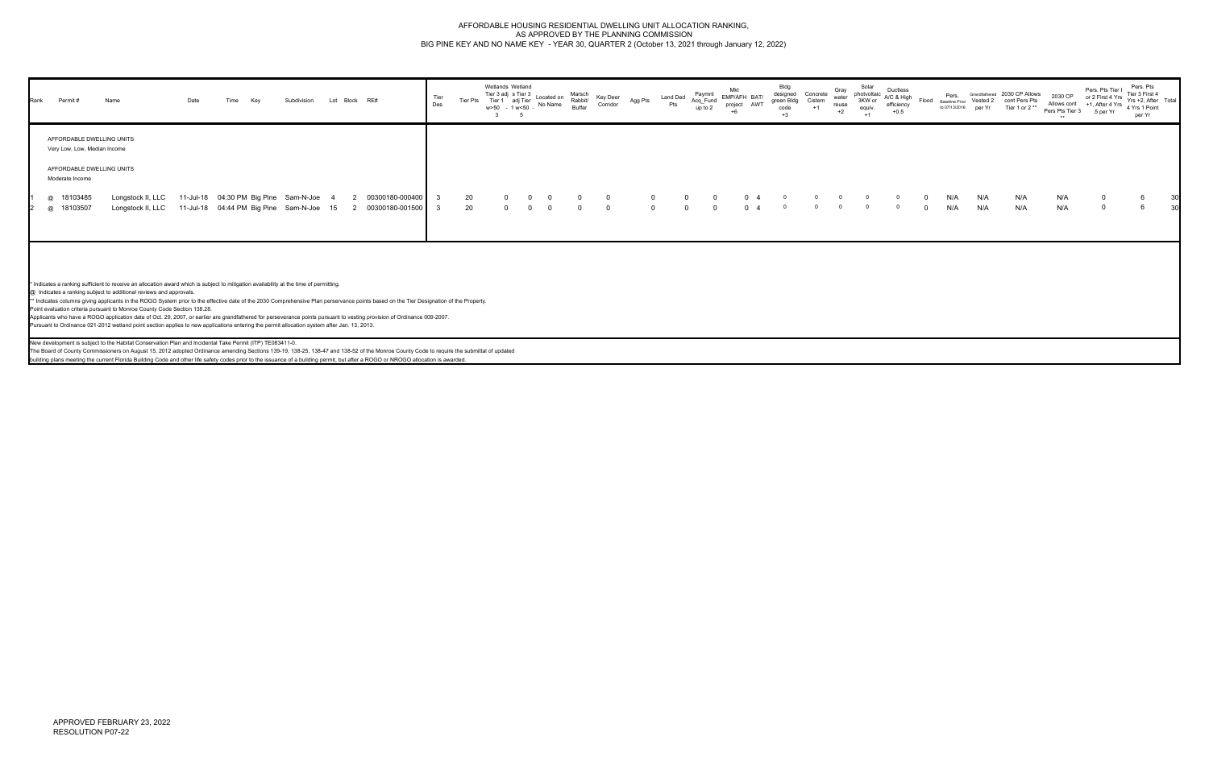AFFORDABLE HOUSING RESIDENTIAL DWELLING UNIT ALLOCATION RANKING,
AS APPROVED BY THE PLANNING COMMISSION
BIG PINE KEY AND NO NAME KEY - YEAR 30, QUARTER 2 (October 13, 2021 through January 12, 2022)

| Rank | Permit # | Name | Date | Time | Key | Subdivision | Lot | Block | RE# | Tier Des. | Tier Pts | Wetlands Tier 3 adj Tier 1 w>50 - 3 | Wetland s Tier 3 adj Tier 1 w<50 - .5 | Located on No Name | Marsch Rabbit/ Buffer | Key Deer Corridor | Agg Pts | Land Ded Pts | Paymnt Acq_Fund up to 2 | Mkt EMP/AFH project +6 | BAT/ AWT | Bldg designed green Bldg code +3 | Concrete Cistern +1 | Gray water reuse +2 | Solar photvoltaic 3KW or equiv. +1 | Ductless A/C & High efficiency +0.5 | Flood | Pers. Baseline Prior to 07/13/2016 | Grandfathered Vested 2 per Yr | 2030 CP Allows cont Pers Pts Tier 1 or 2 ** | 2030 CP Allows cont Pers Pts Tier 3 ** | Pers. Pts Tier I or 2 First 4 Yrs +1, After 4 Yrs .5 per Yr | Pers. Pts Tier 3 First 4 Yrs +2, After 4 Yrs 1 Point per Yr | Total |
|---|---|---|---|---|---|---|---|---|---|---|---|---|---|---|---|---|---|---|---|---|---|---|---|---|---|---|---|---|---|---|---|---|---|---|
| AFFORDABLE DWELLING UNITS<br>Very Low, Low, Median Income | | | | | | | | | | | | | | | | | | | | | | | | | | | | | | | | | | |
| AFFORDABLE DWELLING UNITS<br>Moderate Income | | | | | | | | | | | | | | | | | | | | | | | | | | | | | | | | | | |
| 1 | @ 18103485 | Longstock II, LLC | 11-Jul-18 | 04:30 PM | Big Pine | Sam-N-Joe | 4 | 2 | 00300180-000400 | 3 | 20 | 0 | 0 | 0 | 0 | 0 | 0 | 0 | 0 | 0 | 4 | 0 | 0 | 0 | 0 | 0 | 0 | N/A | N/A | N/A | N/A | 0 | 6 | 30 |
| 2 | @ 18103507 | Longstock II, LLC | 11-Jul-18 | 04:44 PM | Big Pine | Sam-N-Joe | 15 | 2 | 00300180-001500 | 3 | 20 | 0 | 0 | 0 | 0 | 0 | 0 | 0 | 0 | 0 | 4 | 0 | 0 | 0 | 0 | 0 | 0 | N/A | N/A | N/A | N/A | 0 | 6 | 30 |

* Indicates a ranking sufficient to receive an allocation award which is subject to mitigation availability at the time of permitting.
@ Indicates a ranking subject to additional reviews and approvals.
** Indicates columns giving applicants in the ROGO System prior to the effective date of the 2030 Comprehensive Plan perservance points based on the Tier Designation of the Property.
Point evaluation criteria pursuant to Monroe County Code Section 138.28.
Applicants who have a ROGO application date of Oct. 29, 2007, or earlier are grandfathered for perseverance points pursuant to vesting provision of Ordinance 009-2007.
Pursuant to Ordinance 021-2012 wetland point section applies to new applications entering the permit allocation system after Jan. 13, 2013.

New development is subject to the Habitat Conservation Plan and Incidental Take Permit (ITP) TE083411-0.
The Board of County Commissioners on August 15, 2012 adopted Ordinance amending Sections 139-19, 138-25, 138-47 and 138-52 of the Monroe County Code to require the submittal of updated building plans meeting the current Florida Building Code and other life safety codes prior to the issuance of a building permit, but after a ROGO or NROGO allocation is awarded.

APPROVED FEBRUARY 23, 2022
RESOLUTION P07-22